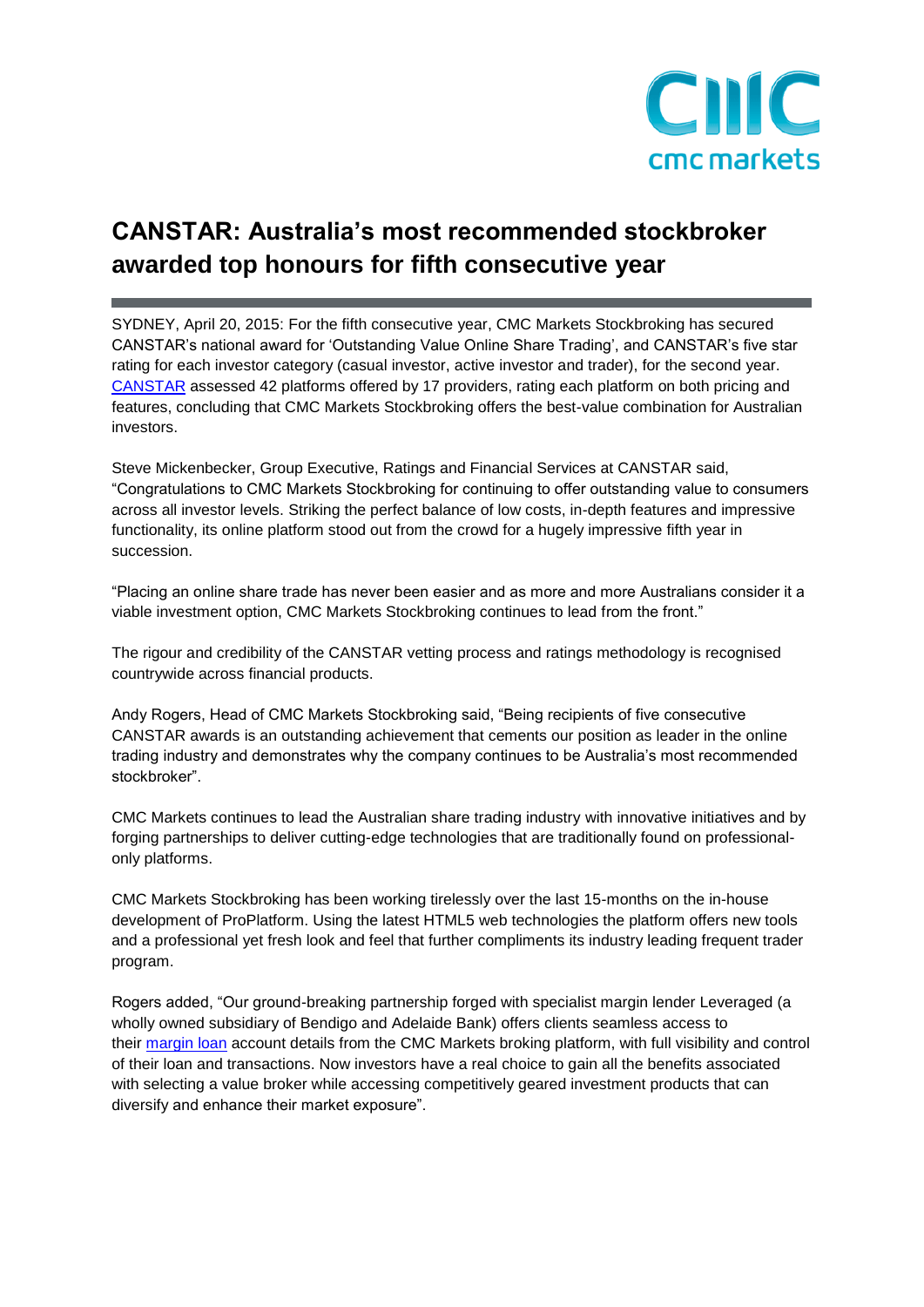# CANSTAR: Australia's most recommended stockbroker awarded top honours for fifth consecutive year

SYDNEY, April 20, 2015: For the fifth consecutive year, CMC Markets Stockbroking has secured CANSTAR's national award for 'Outstanding Value Online Share Trading', and CANSTAR's five star rating for each investor category (casual investor, active investor and trader), for the second year. CANSTAR assessed 42 platforms offered by 17 providers, rating each platform on both pricing and features, concluding that CMC Markets Stockbroking offers the best-value combination for Australian investors.

Steve Mickenbecker, Group Executive, Ratings and Financial Services at CANSTAR said, "Congratulations to CMC Markets Stockbroking for continuing to offer outstanding value to consumers across all investor levels. Striking the perfect balance of low costs, in-depth features and impressive functionality, its online platform stood out from the crowd for a hugely impressive fifth year in succession.

"Placing an online share trade has never been easier and as more and more Australians consider it a viable investment option, CMC Markets Stockbroking continues to lead from the front."

The rigour and credibility of the CANSTAR vetting process and ratings methodology is recognised countrywide across financial products.

Andy Rogers, Head of CMC Markets Stockbroking said, "Being recipients of five consecutive CANSTAR awards is an outstanding achievement that cements our position as leader in the online trading industry and demonstrates why the company continues to be Australia's most recommended stockbroker".

CMC Markets continues to lead the Australian share trading industry with innovative initiatives and by forging partnerships to deliver cutting-edge technologies that are traditionally found on professional-only platforms.

CMC Markets Stockbroking has been working tirelessly over the last 15-months on the in-house development of ProPlatform. Using the latest HTML5 web technologies the platform offers new tools and a professional yet fresh look and feel that further compliments its industry leading frequent trader program.

Rogers added, "Our ground-breaking partnership forged with specialist margin lender Leveraged (a wholly owned subsidiary of Bendigo and Adelaide Bank) offers clients seamless access to their margin loan account details from the CMC Markets broking platform, with full visibility and control of their loan and transactions. Now investors have a real choice to gain all the benefits associated with selecting a value broker while accessing competitively geared investment products that can diversify and enhance their market exposure".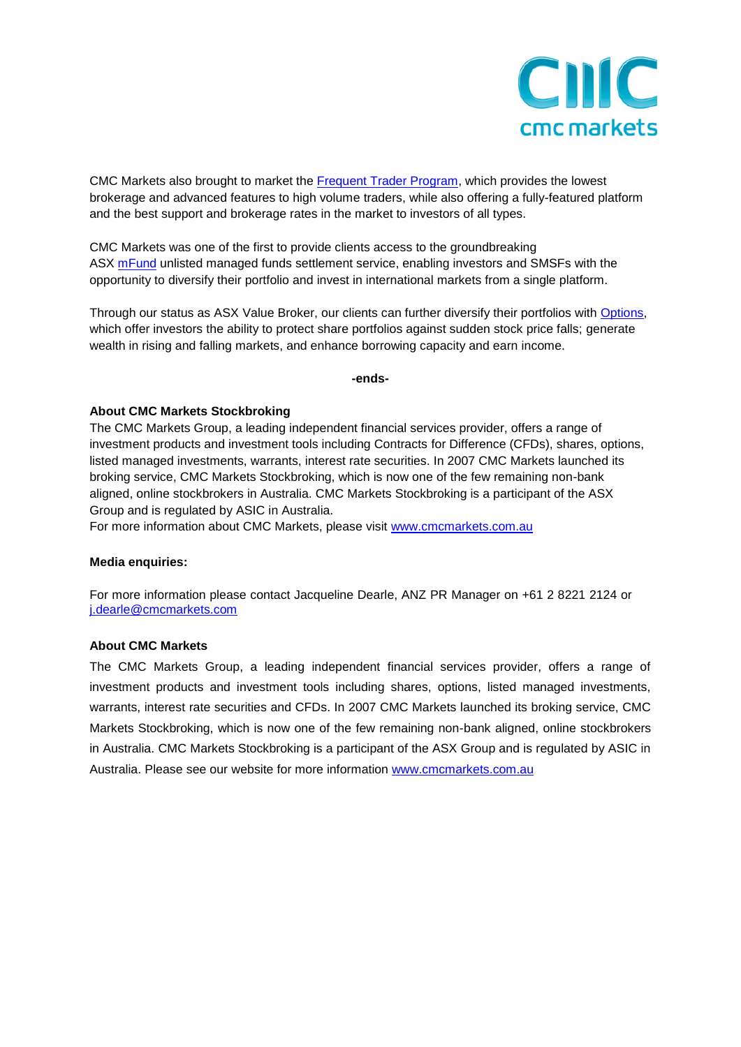CMC Markets also brought to market the Frequent Trader Program, which provides the lowest brokerage and advanced features to high volume traders, while also offering a fully-featured platform and the best support and brokerage rates in the market to investors of all types.

CMC Markets was one of the first to provide clients access to the groundbreaking ASX mFund unlisted managed funds settlement service, enabling investors and SMSFs with the opportunity to diversify their portfolio and invest in international markets from a single platform.

Through our status as ASX Value Broker, our clients can further diversify their portfolios with Options, which offer investors the ability to protect share portfolios against sudden stock price falls; generate wealth in rising and falling markets, and enhance borrowing capacity and earn income.

**-ends-**

**About CMC Markets Stockbroking**

The CMC Markets Group, a leading independent financial services provider, offers a range of investment products and investment tools including Contracts for Difference (CFDs), shares, options, listed managed investments, warrants, interest rate securities. In 2007 CMC Markets launched its broking service, CMC Markets Stockbroking, which is now one of the few remaining non-bank aligned, online stockbrokers in Australia. CMC Markets Stockbroking is a participant of the ASX Group and is regulated by ASIC in Australia.
For more information about CMC Markets, please visit www.cmcmarkets.com.au

**Media enquiries:**

For more information please contact Jacqueline Dearle, ANZ PR Manager on +61 2 8221 2124 or j.dearle@cmcmarkets.com

**About CMC Markets**

The CMC Markets Group, a leading independent financial services provider, offers a range of investment products and investment tools including shares, options, listed managed investments, warrants, interest rate securities and CFDs. In 2007 CMC Markets launched its broking service, CMC Markets Stockbroking, which is now one of the few remaining non-bank aligned, online stockbrokers in Australia. CMC Markets Stockbroking is a participant of the ASX Group and is regulated by ASIC in Australia. Please see our website for more information www.cmcmarkets.com.au